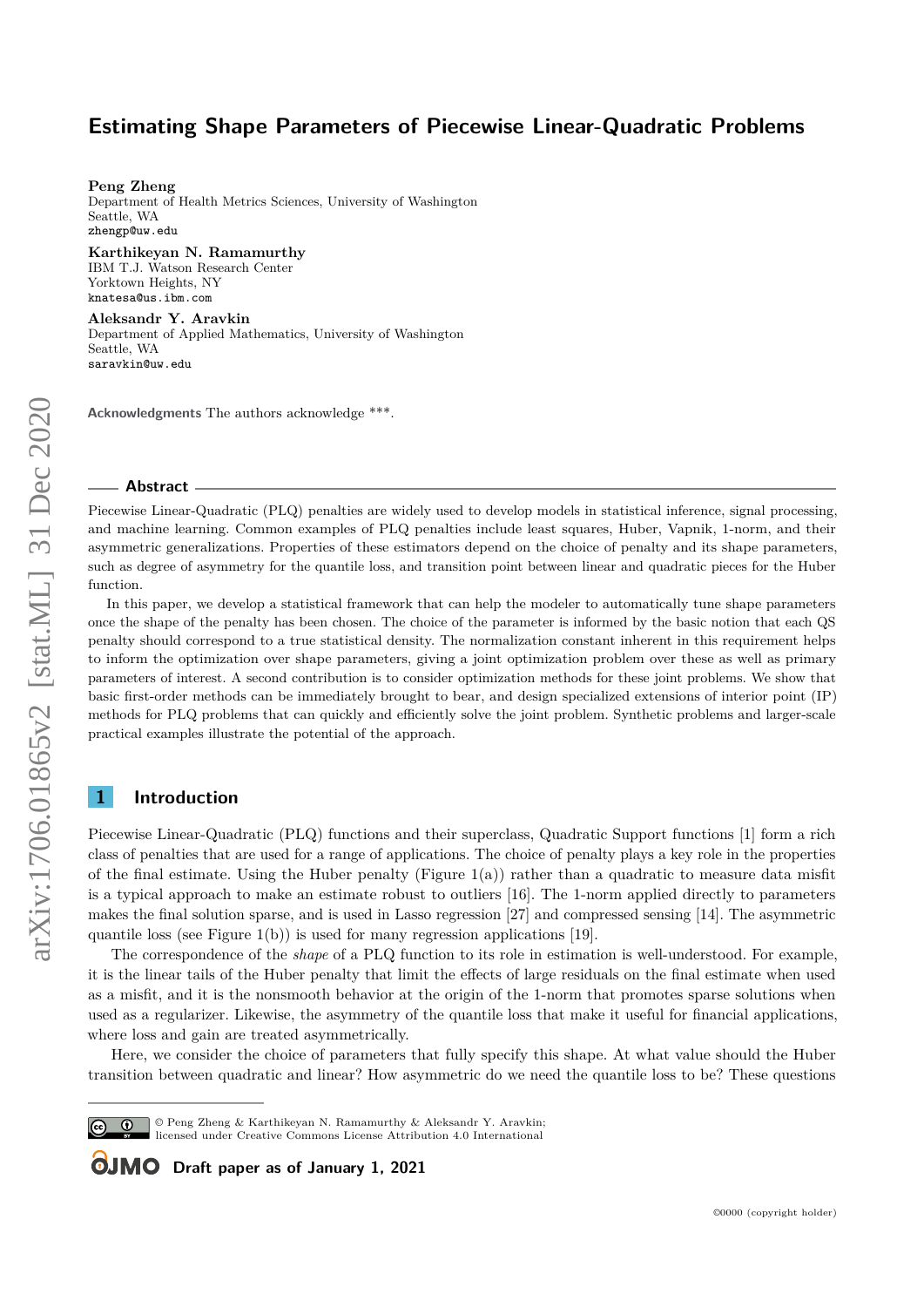# Estimating Shape Parameters of Piecewise Linear-Quadratic Problems

**Peng Zheng**
Department of Health Metrics Sciences, University of Washington
Seattle, WA
zhengp@uw.edu

**Karthikeyan N. Ramamurthy**
IBM T.J. Watson Research Center
Yorktown Heights, NY
knatesa@us.ibm.com

**Aleksandr Y. Aravkin**
Department of Applied Mathematics, University of Washington
Seattle, WA
saravkin@uw.edu

**Acknowledgments** The authors acknowledge ***.

## Abstract

Piecewise Linear-Quadratic (PLQ) penalties are widely used to develop models in statistical inference, signal processing, and machine learning. Common examples of PLQ penalties include least squares, Huber, Vapnik, 1-norm, and their asymmetric generalizations. Properties of these estimators depend on the choice of penalty and its shape parameters, such as degree of asymmetry for the quantile loss, and transition point between linear and quadratic pieces for the Huber function.

In this paper, we develop a statistical framework that can help the modeler to automatically tune shape parameters once the shape of the penalty has been chosen. The choice of the parameter is informed by the basic notion that each QS penalty should correspond to a true statistical density. The normalization constant inherent in this requirement helps to inform the optimization over shape parameters, giving a joint optimization problem over these as well as primary parameters of interest. A second contribution is to consider optimization methods for these joint problems. We show that basic first-order methods can be immediately brought to bear, and design specialized extensions of interior point (IP) methods for PLQ problems that can quickly and efficiently solve the joint problem. Synthetic problems and larger-scale practical examples illustrate the potential of the approach.

## 1 Introduction

Piecewise Linear-Quadratic (PLQ) functions and their superclass, Quadratic Support functions [1] form a rich class of penalties that are used for a range of applications. The choice of penalty plays a key role in the properties of the final estimate. Using the Huber penalty (Figure 1(a)) rather than a quadratic to measure data misfit is a typical approach to make an estimate robust to outliers [16]. The 1-norm applied directly to parameters makes the final solution sparse, and is used in Lasso regression [27] and compressed sensing [14]. The asymmetric quantile loss (see Figure 1(b)) is used for many regression applications [19].

The correspondence of the *shape* of a PLQ function to its role in estimation is well-understood. For example, it is the linear tails of the Huber penalty that limit the effects of large residuals on the final estimate when used as a misfit, and it is the nonsmooth behavior at the origin of the 1-norm that promotes sparse solutions when used as a regularizer. Likewise, the asymmetry of the quantile loss that make it useful for financial applications, where loss and gain are treated asymmetrically.

Here, we consider the choice of parameters that fully specify this shape. At what value should the Huber transition between quadratic and linear? How asymmetric do we need the quantile loss to be? These questions

© Peng Zheng & Karthikeyan N. Ramamurthy & Aleksandr Y. Aravkin;
licensed under Creative Commons License Attribution 4.0 International

**Draft paper as of January 1, 2021**

©0000 (copyright holder)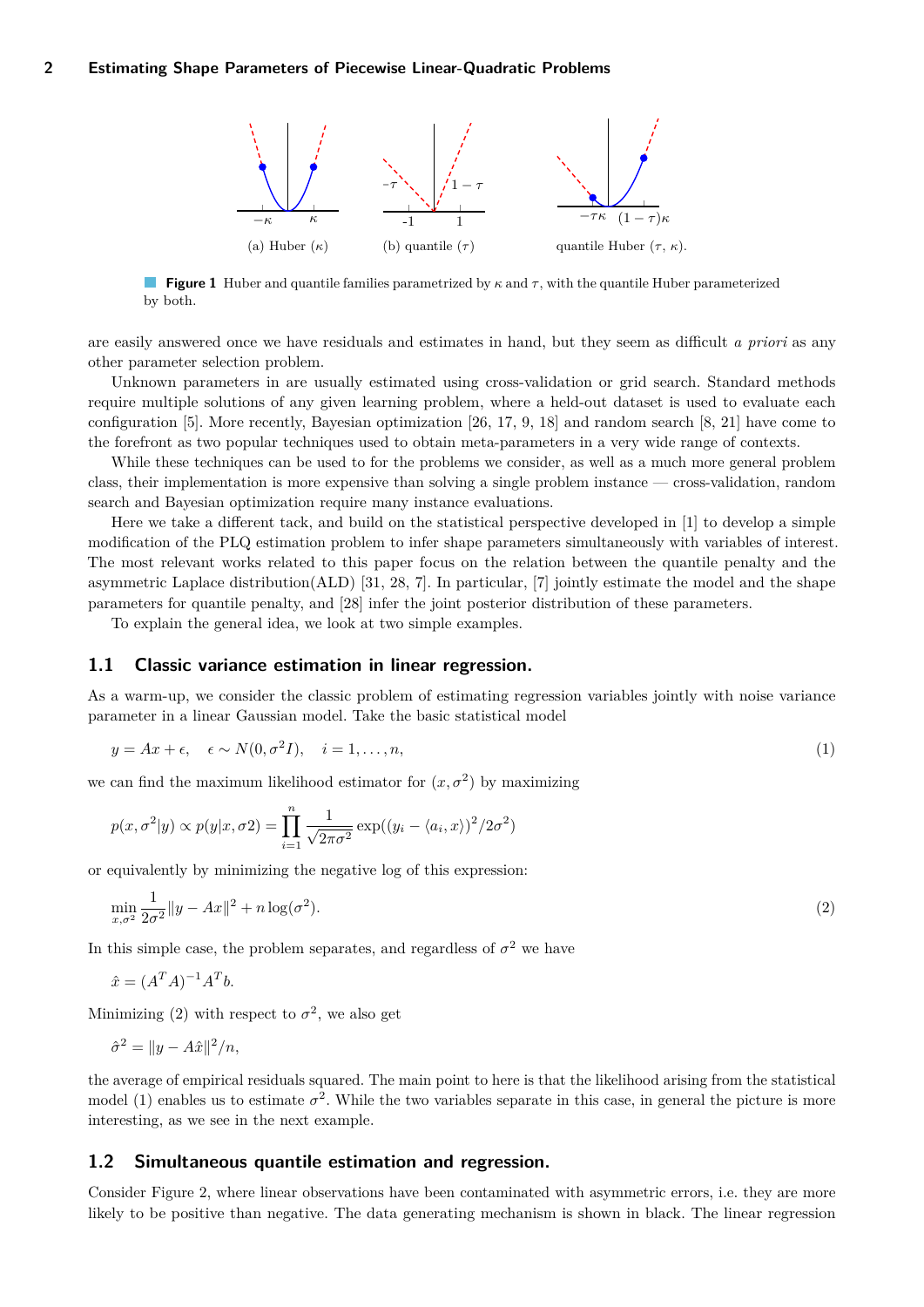(a) Huber ($\kappa$) (b) quantile ($\tau$) quantile Huber ($\tau$, $\kappa$).

**Figure 1** Huber and quantile families parametrized by $\kappa$ and $\tau$, with the quantile Huber parameterized by both.

are easily answered once we have residuals and estimates in hand, but they seem as difficult *a priori* as any other parameter selection problem.

Unknown parameters in are usually estimated using cross-validation or grid search. Standard methods require multiple solutions of any given learning problem, where a held-out dataset is used to evaluate each configuration [5]. More recently, Bayesian optimization [26, 17, 9, 18] and random search [8, 21] have come to the forefront as two popular techniques used to obtain meta-parameters in a very wide range of contexts.

While these techniques can be used to for the problems we consider, as well as a much more general problem class, their implementation is more expensive than solving a single problem instance — cross-validation, random search and Bayesian optimization require many instance evaluations.

Here we take a different tack, and build on the statistical perspective developed in [1] to develop a simple modification of the PLQ estimation problem to infer shape parameters simultaneously with variables of interest. The most relevant works related to this paper focus on the relation between the quantile penalty and the asymmetric Laplace distribution(ALD) [31, 28, 7]. In particular, [7] jointly estimate the model and the shape parameters for quantile penalty, and [28] infer the joint posterior distribution of these parameters.

To explain the general idea, we look at two simple examples.

## 1.1 Classic variance estimation in linear regression.

As a warm-up, we consider the classic problem of estimating regression variables jointly with noise variance parameter in a linear Gaussian model. Take the basic statistical model

$$y = Ax + \epsilon, \quad \epsilon \sim N(0, \sigma^2 I), \quad i = 1, \ldots, n, \tag{1}$$

we can find the maximum likelihood estimator for $(x, \sigma^2)$ by maximizing

$$p(x, \sigma^2 | y) \propto p(y|x, \sigma 2) = \prod_{i=1}^{n} \frac{1}{\sqrt{2\pi\sigma^2}} \exp((y_i - \langle a_i, x\rangle)^2 / 2\sigma^2)$$

or equivalently by minimizing the negative log of this expression:

$$\min_{x,\sigma^2} \frac{1}{2\sigma^2} \|y - Ax\|^2 + n \log(\sigma^2). \tag{2}$$

In this simple case, the problem separates, and regardless of $\sigma^2$ we have

$$\hat{x} = (A^T A)^{-1} A^T b.$$

Minimizing (2) with respect to $\sigma^2$, we also get

$$\hat{\sigma}^2 = \|y - A\hat{x}\|^2 / n,$$

the average of empirical residuals squared. The main point to here is that the likelihood arising from the statistical model (1) enables us to estimate $\sigma^2$. While the two variables separate in this case, in general the picture is more interesting, as we see in the next example.

## 1.2 Simultaneous quantile estimation and regression.

Consider Figure 2, where linear observations have been contaminated with asymmetric errors, i.e. they are more likely to be positive than negative. The data generating mechanism is shown in black. The linear regression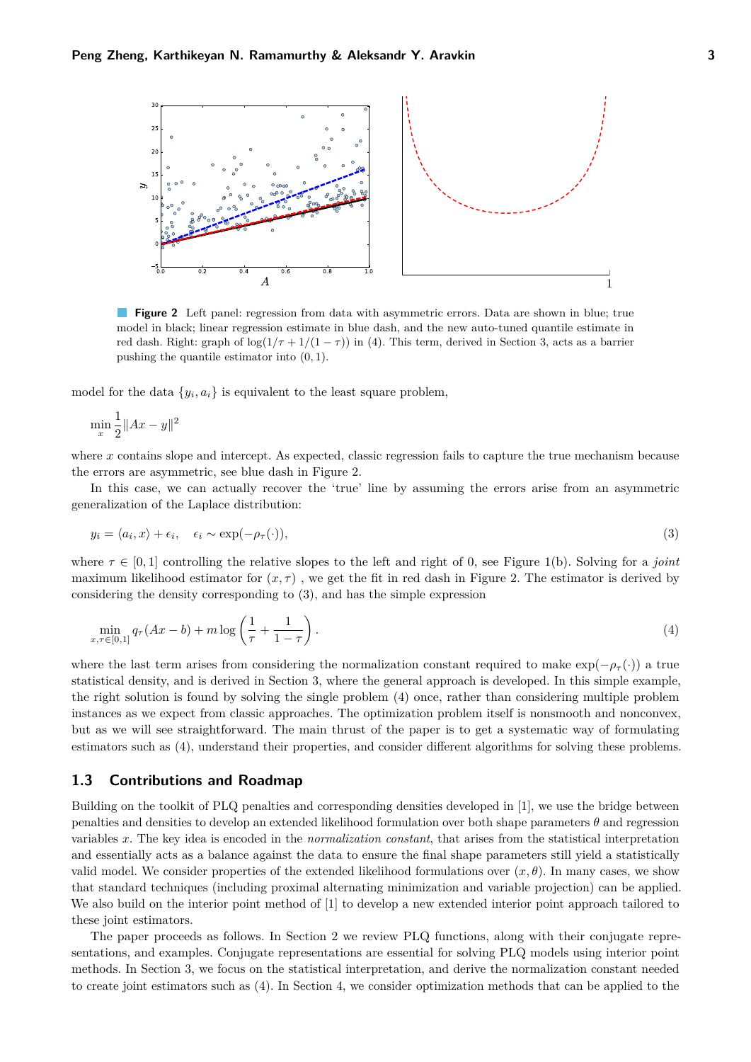**Figure 2** Left panel: regression from data with asymmetric errors. Data are shown in blue; true model in black; linear regression estimate in blue dash, and the new auto-tuned quantile estimate in red dash. Right: graph of $\log(1/\tau + 1/(1-\tau))$ in (4). This term, derived in Section 3, acts as a barrier pushing the quantile estimator into $(0, 1)$.

model for the data $\{y_i, a_i\}$ is equivalent to the least square problem,

$$\min_x \frac{1}{2}\|Ax - y\|^2$$

where $x$ contains slope and intercept. As expected, classic regression fails to capture the true mechanism because the errors are asymmetric, see blue dash in Figure 2.

In this case, we can actually recover the 'true' line by assuming the errors arise from an asymmetric generalization of the Laplace distribution:

$$y_i = \langle a_i, x \rangle + \epsilon_i, \quad \epsilon_i \sim \exp(-\rho_\tau(\cdot)), \tag{3}$$

where $\tau \in [0, 1]$ controlling the relative slopes to the left and right of 0, see Figure 1(b). Solving for a *joint* maximum likelihood estimator for $(x, \tau)$ , we get the fit in red dash in Figure 2. The estimator is derived by considering the density corresponding to (3), and has the simple expression

$$\min_{x, \tau \in [0,1]} q_\tau(Ax - b) + m \log\left(\frac{1}{\tau} + \frac{1}{1-\tau}\right). \tag{4}$$

where the last term arises from considering the normalization constant required to make $\exp(-\rho_\tau(\cdot))$ a true statistical density, and is derived in Section 3, where the general approach is developed. In this simple example, the right solution is found by solving the single problem (4) once, rather than considering multiple problem instances as we expect from classic approaches. The optimization problem itself is nonsmooth and nonconvex, but as we will see straightforward. The main thrust of the paper is to get a systematic way of formulating estimators such as (4), understand their properties, and consider different algorithms for solving these problems.

## 1.3 Contributions and Roadmap

Building on the toolkit of PLQ penalties and corresponding densities developed in [1], we use the bridge between penalties and densities to develop an extended likelihood formulation over both shape parameters $\theta$ and regression variables $x$. The key idea is encoded in the *normalization constant*, that arises from the statistical interpretation and essentially acts as a balance against the data to ensure the final shape parameters still yield a statistically valid model. We consider properties of the extended likelihood formulations over $(x, \theta)$. In many cases, we show that standard techniques (including proximal alternating minimization and variable projection) can be applied. We also build on the interior point method of [1] to develop a new extended interior point approach tailored to these joint estimators.

The paper proceeds as follows. In Section 2 we review PLQ functions, along with their conjugate representations, and examples. Conjugate representations are essential for solving PLQ models using interior point methods. In Section 3, we focus on the statistical interpretation, and derive the normalization constant needed to create joint estimators such as (4). In Section 4, we consider optimization methods that can be applied to the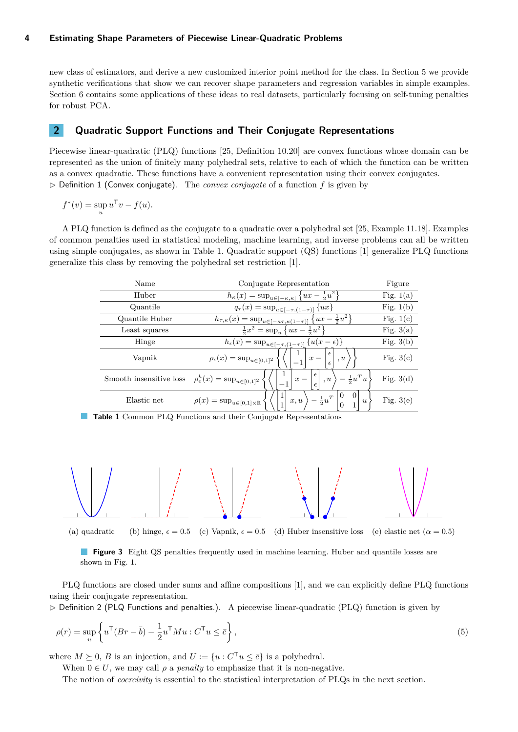new class of estimators, and derive a new customized interior point method for the class. In Section 5 we provide synthetic verifications that show we can recover shape parameters and regression variables in simple examples. Section 6 contains some applications of these ideas to real datasets, particularly focusing on self-tuning penalties for robust PCA.

## 2 Quadratic Support Functions and Their Conjugate Representations

Piecewise linear-quadratic (PLQ) functions [25, Definition 10.20] are convex functions whose domain can be represented as the union of finitely many polyhedral sets, relative to each of which the function can be written as a convex quadratic. These functions have a convenient representation using their convex conjugates.

▷ Definition 1 (Convex conjugate). The *convex conjugate* of a function $f$ is given by

$$f^*(v) = \sup_u u^\mathsf{T} v - f(u).$$

A PLQ function is defined as the conjugate to a quadratic over a polyhedral set [25, Example 11.18]. Examples of common penalties used in statistical modeling, machine learning, and inverse problems can all be written using simple conjugates, as shown in Table 1. Quadratic support (QS) functions [1] generalize PLQ functions generalize this class by removing the polyhedral set restriction [1].

| Name | Conjugate Representation | Figure |
|---|---|---|
| Huber | $h_\kappa(x) = \sup_{u\in[-\kappa,\kappa]} \left\{ux - \frac{1}{2}u^2\right\}$ | Fig. 1(a) |
| Quantile | $q_\tau(x) = \sup_{u\in[-\tau,(1-\tau)]} \{ux\}$ | Fig. 1(b) |
| Quantile Huber | $h_{\tau,\kappa}(x) = \sup_{u\in[-\kappa\tau,\kappa(1-\tau)]} \left\{ux - \frac{1}{2}u^2\right\}$ | Fig. 1(c) |
| Least squares | $\frac{1}{2}x^2 = \sup_u \left\{ux - \frac{1}{2}u^2\right\}$ | Fig. 3(a) |
| Hinge | $h_\epsilon(x) = \sup_{u\in[-\tau,(1-\tau)]} \{u(x-\epsilon)\}$ | Fig. 3(b) |
| Vapnik | $\rho_\epsilon(x) = \sup_{u\in[0,1]^2} \left\{\left\langle \begin{bmatrix}1\\-1\end{bmatrix} x - \begin{bmatrix}\epsilon\\\epsilon\end{bmatrix}, u\right\rangle\right\}$ | Fig. 3(c) |
| Smooth insensitive loss | $\rho_\epsilon^h(x) = \sup_{u\in[0,1]^2} \left\{\left\langle \begin{bmatrix}1\\-1\end{bmatrix} x - \begin{bmatrix}\epsilon\\\epsilon\end{bmatrix}, u\right\rangle - \frac{1}{2}u^T u\right\}$ | Fig. 3(d) |
| Elastic net | $\rho(x) = \sup_{u\in[0,1]\times\mathbb{R}} \left\{\left\langle \begin{bmatrix}1\\1\end{bmatrix} x, u\right\rangle - \frac{1}{2}u^T \begin{bmatrix}0 & 0\\0 & 1\end{bmatrix} u\right\}$ | Fig. 3(e) |

**Table 1** Common PLQ Functions and their Conjugate Representations

(a) quadratic (b) hinge, $\epsilon = 0.5$ (c) Vapnik, $\epsilon = 0.5$ (d) Huber insensitive loss (e) elastic net ($\alpha = 0.5$)

**Figure 3** Eight QS penalties frequently used in machine learning. Huber and quantile losses are shown in Fig. 1.

PLQ functions are closed under sums and affine compositions [1], and we can explicitly define PLQ functions using their conjugate representation.

▷ Definition 2 (PLQ Functions and penalties.). A piecewise linear-quadratic (PLQ) function is given by

$$\rho(r) = \sup_u \left\{ u^\mathsf{T}(Br - \bar{b}) - \frac{1}{2}u^\mathsf{T} M u : C^\mathsf{T} u \le \bar{c} \right\}, \tag{5}$$

where $M \succeq 0$, $B$ is an injection, and $U := \{u : C^\mathsf{T} u \le \bar{c}\}$ is a polyhedral.

When $0 \in U$, we may call $\rho$ a *penalty* to emphasize that it is non-negative.

The notion of *coercivity* is essential to the statistical interpretation of PLQs in the next section.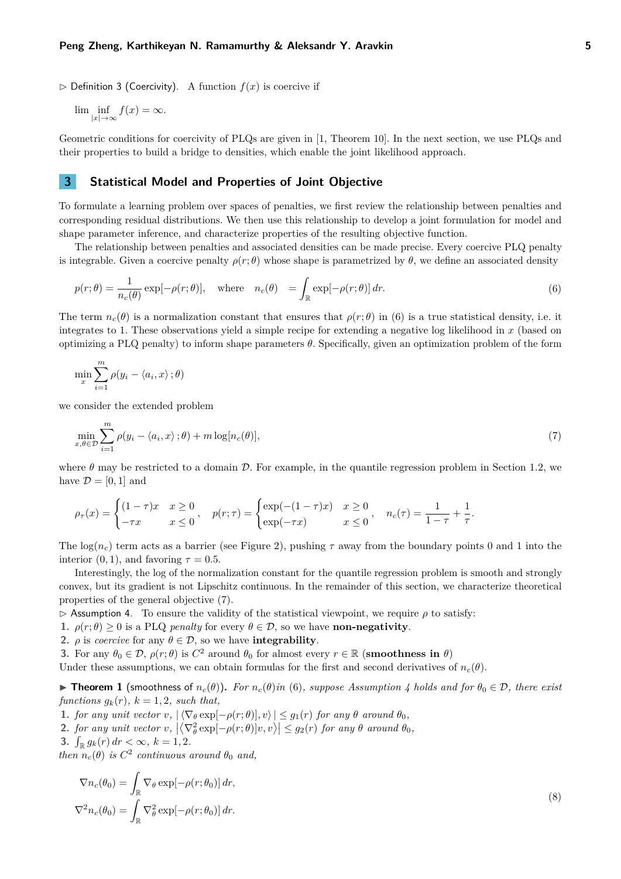▷ Definition 3 (Coercivity). A function $f(x)$ is coercive if

$$\lim \inf_{|x|\to\infty} f(x) = \infty.$$

Geometric conditions for coercivity of PLQs are given in [1, Theorem 10]. In the next section, we use PLQs and their properties to build a bridge to densities, which enable the joint likelihood approach.

## 3 Statistical Model and Properties of Joint Objective

To formulate a learning problem over spaces of penalties, we first review the relationship between penalties and corresponding residual distributions. We then use this relationship to develop a joint formulation for model and shape parameter inference, and characterize properties of the resulting objective function.

The relationship between penalties and associated densities can be made precise. Every coercive PLQ penalty is integrable. Given a coercive penalty $\rho(r;\theta)$ whose shape is parametrized by $\theta$, we define an associated density

$$p(r;\theta) = \frac{1}{n_c(\theta)} \exp[-\rho(r;\theta)], \quad \text{where} \quad n_c(\theta) \ = \int_{\mathbb{R}} \exp[-\rho(r;\theta)]\, dr. \tag{6}$$

The term $n_c(\theta)$ is a normalization constant that ensures that $\rho(r;\theta)$ in (6) is a true statistical density, i.e. it integrates to 1. These observations yield a simple recipe for extending a negative log likelihood in $x$ (based on optimizing a PLQ penalty) to inform shape parameters $\theta$. Specifically, given an optimization problem of the form

$$\min_x \sum_{i=1}^m \rho(y_i - \langle a_i, x\rangle; \theta)$$

we consider the extended problem

$$\min_{x,\theta\in\mathcal{D}} \sum_{i=1}^m \rho(y_i - \langle a_i, x\rangle; \theta) + m\log[n_c(\theta)], \tag{7}$$

where $\theta$ may be restricted to a domain $\mathcal{D}$. For example, in the quantile regression problem in Section 1.2, we have $\mathcal{D} = [0, 1]$ and

$$\rho_\tau(x) = \begin{cases} (1-\tau)x & x \ge 0 \\ -\tau x & x \le 0 \end{cases}, \quad p(r;\tau) = \begin{cases} \exp(-(1-\tau)x) & x \ge 0 \\ \exp(-\tau x) & x \le 0 \end{cases}, \quad n_c(\tau) = \frac{1}{1-\tau} + \frac{1}{\tau}.$$

The $\log(n_c)$ term acts as a barrier (see Figure 2), pushing $\tau$ away from the boundary points 0 and 1 into the interior $(0, 1)$, and favoring $\tau = 0.5$.

Interestingly, the log of the normalization constant for the quantile regression problem is smooth and strongly convex, but its gradient is not Lipschitz continuous. In the remainder of this section, we characterize theoretical properties of the general objective (7).

▷ Assumption 4. To ensure the validity of the statistical viewpoint, we require $\rho$ to satisfy:

1. $\rho(r;\theta) \ge 0$ is a PLQ *penalty* for every $\theta \in \mathcal{D}$, so we have **non-negativity**.
2. $\rho$ is *coercive* for any $\theta \in \mathcal{D}$, so we have **integrability**.
3. For any $\theta_0 \in \mathcal{D}$, $\rho(r;\theta)$ is $C^2$ around $\theta_0$ for almost every $r \in \mathbb{R}$ (**smoothness in** $\theta$)

Under these assumptions, we can obtain formulas for the first and second derivatives of $n_c(\theta)$.

▶ **Theorem 1** (smoothness of $n_c(\theta)$). *For $n_c(\theta)$ in (6), suppose Assumption 4 holds and for $\theta_0 \in \mathcal{D}$, there exist functions $g_k(r)$, $k = 1, 2$, such that,*

1. *for any unit vector $v$, $|\langle\nabla_\theta \exp[-\rho(r;\theta)], v\rangle| \le g_1(r)$ for any $\theta$ around $\theta_0$,*
2. *for any unit vector $v$, $\left|\langle\nabla^2_\theta \exp[-\rho(r;\theta)]v, v\rangle\right| \le g_2(r)$ for any $\theta$ around $\theta_0$,*
3. *$\int_{\mathbb{R}} g_k(r)\, dr < \infty$, $k = 1, 2$.*

*then $n_c(\theta)$ is $C^2$ continuous around $\theta_0$ and,*

$$\begin{aligned} \nabla n_c(\theta_0) &= \int_{\mathbb{R}} \nabla_\theta \exp[-\rho(r;\theta_0)]\, dr, \\ \nabla^2 n_c(\theta_0) &= \int_{\mathbb{R}} \nabla^2_\theta \exp[-\rho(r;\theta_0)]\, dr. \end{aligned} \tag{8}$$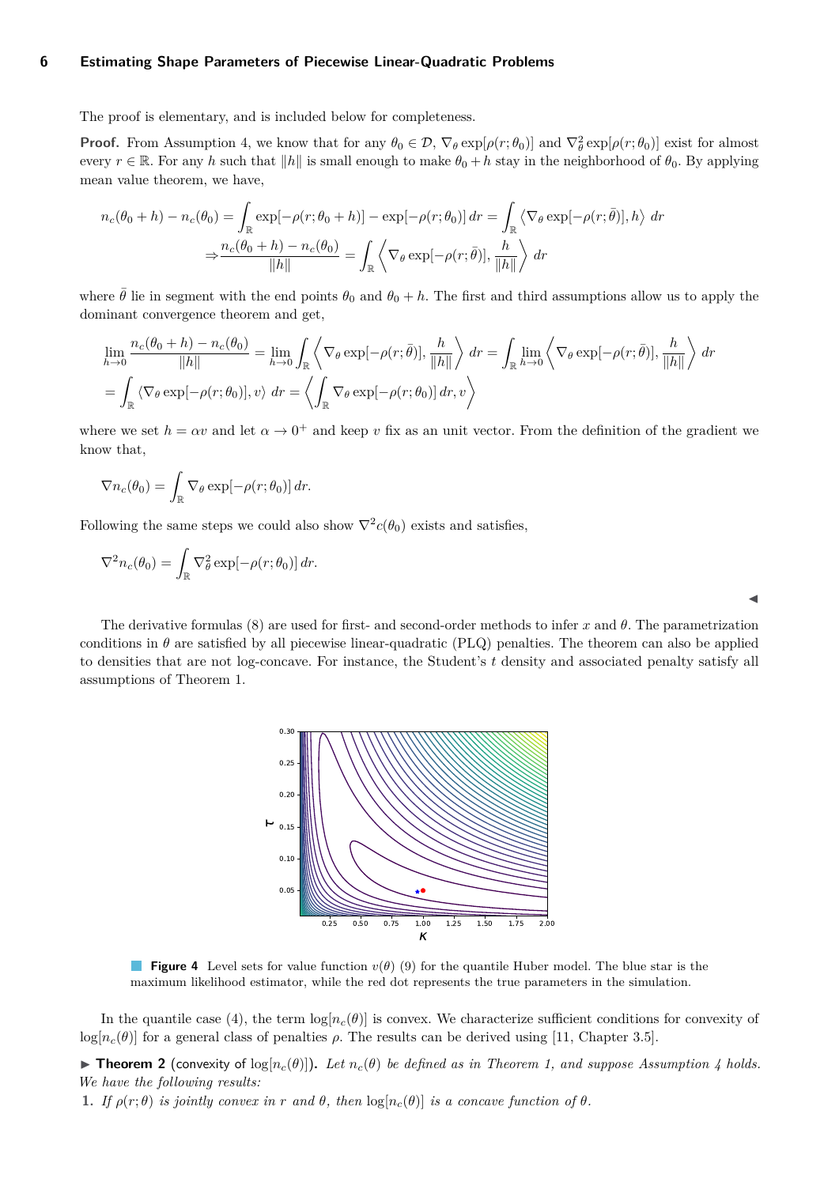The proof is elementary, and is included below for completeness.

**Proof.** From Assumption 4, we know that for any $\theta_0 \in \mathcal{D}$, $\nabla_\theta \exp[\rho(r;\theta_0)]$ and $\nabla_\theta^2 \exp[\rho(r;\theta_0)]$ exist for almost every $r \in \mathbb{R}$. For any $h$ such that $\|h\|$ is small enough to make $\theta_0 + h$ stay in the neighborhood of $\theta_0$. By applying mean value theorem, we have,

$$
\begin{aligned}
n_c(\theta_0 + h) - n_c(\theta_0) &= \int_{\mathbb{R}} \exp[-\rho(r;\theta_0 + h)] - \exp[-\rho(r;\theta_0)]\, dr = \int_{\mathbb{R}} \left\langle \nabla_\theta \exp[-\rho(r;\bar{\theta})], h \right\rangle\, dr \\
\Rightarrow \frac{n_c(\theta_0 + h) - n_c(\theta_0)}{\|h\|} &= \int_{\mathbb{R}} \left\langle \nabla_\theta \exp[-\rho(r;\bar{\theta})], \frac{h}{\|h\|} \right\rangle\, dr
\end{aligned}
$$

where $\bar{\theta}$ lie in segment with the end points $\theta_0$ and $\theta_0 + h$. The first and third assumptions allow us to apply the dominant convergence theorem and get,

$$
\begin{aligned}
&\lim_{h \to 0} \frac{n_c(\theta_0 + h) - n_c(\theta_0)}{\|h\|} = \lim_{h \to 0} \int_{\mathbb{R}} \left\langle \nabla_\theta \exp[-\rho(r;\bar{\theta})], \frac{h}{\|h\|} \right\rangle\, dr = \int_{\mathbb{R}} \lim_{h \to 0} \left\langle \nabla_\theta \exp[-\rho(r;\bar{\theta})], \frac{h}{\|h\|} \right\rangle\, dr \\
&= \int_{\mathbb{R}} \langle \nabla_\theta \exp[-\rho(r;\theta_0)], v \rangle\, dr = \left\langle \int_{\mathbb{R}} \nabla_\theta \exp[-\rho(r;\theta_0)]\, dr, v \right\rangle
\end{aligned}
$$

where we set $h = \alpha v$ and let $\alpha \to 0^+$ and keep $v$ fix as an unit vector. From the definition of the gradient we know that,

$$
\nabla n_c(\theta_0) = \int_{\mathbb{R}} \nabla_\theta \exp[-\rho(r;\theta_0)]\, dr.
$$

Following the same steps we could also show $\nabla^2 c(\theta_0)$ exists and satisfies,

$$
\nabla^2 n_c(\theta_0) = \int_{\mathbb{R}} \nabla_\theta^2 \exp[-\rho(r;\theta_0)]\, dr.
$$

◀

The derivative formulas (8) are used for first- and second-order methods to infer $x$ and $\theta$. The parametrization conditions in $\theta$ are satisfied by all piecewise linear-quadratic (PLQ) penalties. The theorem can also be applied to densities that are not log-concave. For instance, the Student's $t$ density and associated penalty satisfy all assumptions of Theorem 1.

**Figure 4** Level sets for value function $v(\theta)$ (9) for the quantile Huber model. The blue star is the maximum likelihood estimator, while the red dot represents the true parameters in the simulation.

In the quantile case (4), the term $\log[n_c(\theta)]$ is convex. We characterize sufficient conditions for convexity of $\log[n_c(\theta)]$ for a general class of penalties $\rho$. The results can be derived using [11, Chapter 3.5].

▶ **Theorem 2** (convexity of $\log[n_c(\theta)]$)**.** *Let $n_c(\theta)$ be defined as in Theorem 1, and suppose Assumption 4 holds. We have the following results:*

1. *If $\rho(r;\theta)$ is jointly convex in $r$ and $\theta$, then $\log[n_c(\theta)]$ is a concave function of $\theta$.*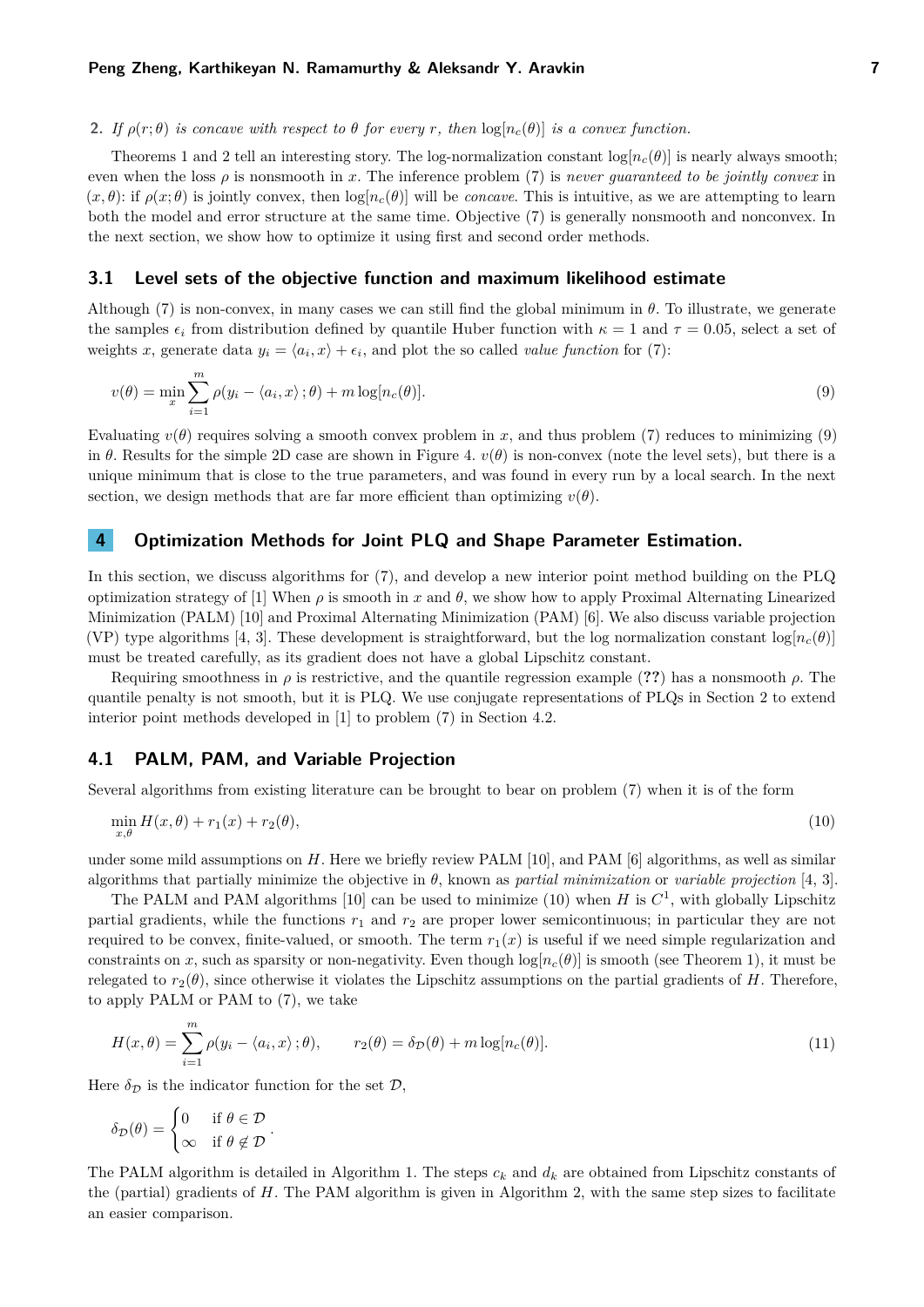2. *If $\rho(r;\theta)$ is concave with respect to $\theta$ for every $r$, then $\log[n_c(\theta)]$ is a convex function.*

Theorems 1 and 2 tell an interesting story. The log-normalization constant $\log[n_c(\theta)]$ is nearly always smooth; even when the loss $\rho$ is nonsmooth in $x$. The inference problem (7) is *never guaranteed to be jointly convex* in $(x, \theta)$: if $\rho(x;\theta)$ is jointly convex, then $\log[n_c(\theta)]$ will be *concave*. This is intuitive, as we are attempting to learn both the model and error structure at the same time. Objective (7) is generally nonsmooth and nonconvex. In the next section, we show how to optimize it using first and second order methods.

### 3.1 Level sets of the objective function and maximum likelihood estimate

Although (7) is non-convex, in many cases we can still find the global minimum in $\theta$. To illustrate, we generate the samples $\epsilon_i$ from distribution defined by quantile Huber function with $\kappa = 1$ and $\tau = 0.05$, select a set of weights $x$, generate data $y_i = \langle a_i, x\rangle + \epsilon_i$, and plot the so called *value function* for (7):

$$v(\theta) = \min_x \sum_{i=1}^m \rho(y_i - \langle a_i, x\rangle\,; \theta) + m\log[n_c(\theta)]. \tag{9}$$

Evaluating $v(\theta)$ requires solving a smooth convex problem in $x$, and thus problem (7) reduces to minimizing (9) in $\theta$. Results for the simple 2D case are shown in Figure 4. $v(\theta)$ is non-convex (note the level sets), but there is a unique minimum that is close to the true parameters, and was found in every run by a local search. In the next section, we design methods that are far more efficient than optimizing $v(\theta)$.

## 4 Optimization Methods for Joint PLQ and Shape Parameter Estimation.

In this section, we discuss algorithms for (7), and develop a new interior point method building on the PLQ optimization strategy of [1] When $\rho$ is smooth in $x$ and $\theta$, we show how to apply Proximal Alternating Linearized Minimization (PALM) [10] and Proximal Alternating Minimization (PAM) [6]. We also discuss variable projection (VP) type algorithms [4, 3]. These development is straightforward, but the log normalization constant $\log[n_c(\theta)]$ must be treated carefully, as its gradient does not have a global Lipschitz constant.

Requiring smoothness in $\rho$ is restrictive, and the quantile regression example (**??**) has a nonsmooth $\rho$. The quantile penalty is not smooth, but it is PLQ. We use conjugate representations of PLQs in Section 2 to extend interior point methods developed in [1] to problem (7) in Section 4.2.

### 4.1 PALM, PAM, and Variable Projection

Several algorithms from existing literature can be brought to bear on problem (7) when it is of the form

$$\min_{x,\theta} H(x, \theta) + r_1(x) + r_2(\theta), \tag{10}$$

under some mild assumptions on $H$. Here we briefly review PALM [10], and PAM [6] algorithms, as well as similar algorithms that partially minimize the objective in $\theta$, known as *partial minimization* or *variable projection* [4, 3].

The PALM and PAM algorithms [10] can be used to minimize (10) when $H$ is $C^1$, with globally Lipschitz partial gradients, while the functions $r_1$ and $r_2$ are proper lower semicontinuous; in particular they are not required to be convex, finite-valued, or smooth. The term $r_1(x)$ is useful if we need simple regularization and constraints on $x$, such as sparsity or non-negativity. Even though $\log[n_c(\theta)]$ is smooth (see Theorem 1), it must be relegated to $r_2(\theta)$, since otherwise it violates the Lipschitz assumptions on the partial gradients of $H$. Therefore, to apply PALM or PAM to (7), we take

$$H(x, \theta) = \sum_{i=1}^m \rho(y_i - \langle a_i, x\rangle\,; \theta), \qquad r_2(\theta) = \delta_{\mathcal{D}}(\theta) + m\log[n_c(\theta)]. \tag{11}$$

Here $\delta_{\mathcal{D}}$ is the indicator function for the set $\mathcal{D}$,

$$\delta_{\mathcal{D}}(\theta) = \begin{cases} 0 & \text{if } \theta \in \mathcal{D} \\ \infty & \text{if } \theta \notin \mathcal{D} \end{cases}.$$

The PALM algorithm is detailed in Algorithm 1. The steps $c_k$ and $d_k$ are obtained from Lipschitz constants of the (partial) gradients of $H$. The PAM algorithm is given in Algorithm 2, with the same step sizes to facilitate an easier comparison.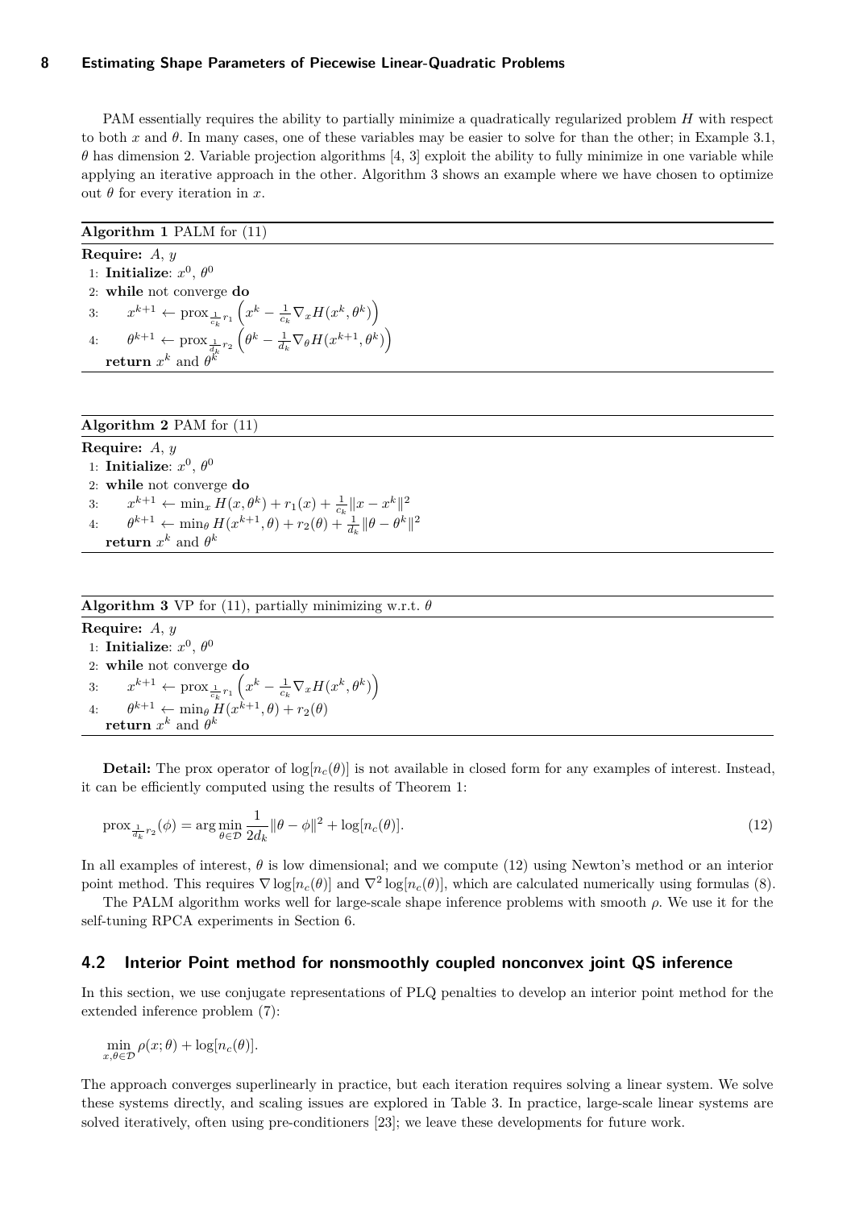PAM essentially requires the ability to partially minimize a quadratically regularized problem $H$ with respect to both $x$ and $\theta$. In many cases, one of these variables may be easier to solve for than the other; in Example 3.1, $\theta$ has dimension 2. Variable projection algorithms [4, 3] exploit the ability to fully minimize in one variable while applying an iterative approach in the other. Algorithm 3 shows an example where we have chosen to optimize out $\theta$ for every iteration in $x$.

---

**Algorithm 1** PALM for (11)

**Require:** $A$, $y$
1: **Initialize**: $x^0$, $\theta^0$
2: **while** not converge **do**
3: $\quad x^{k+1} \leftarrow \text{prox}_{\frac{1}{c_k} r_1}\left(x^k - \frac{1}{c_k}\nabla_x H(x^k, \theta^k)\right)$
4: $\quad \theta^{k+1} \leftarrow \text{prox}_{\frac{1}{d_k} r_2}\left(\theta^k - \frac{1}{d_k}\nabla_\theta H(x^{k+1}, \theta^k)\right)$
$\quad$ **return** $x^k$ and $\theta^k$

---

**Algorithm 2** PAM for (11)

**Require:** $A$, $y$
1: **Initialize**: $x^0$, $\theta^0$
2: **while** not converge **do**
3: $\quad x^{k+1} \leftarrow \min_x H(x, \theta^k) + r_1(x) + \frac{1}{c_k}\|x - x^k\|^2$
4: $\quad \theta^{k+1} \leftarrow \min_\theta H(x^{k+1}, \theta) + r_2(\theta) + \frac{1}{d_k}\|\theta - \theta^k\|^2$
$\quad$ **return** $x^k$ and $\theta^k$

---

**Algorithm 3** VP for (11), partially minimizing w.r.t. $\theta$

**Require:** $A$, $y$
1: **Initialize**: $x^0$, $\theta^0$
2: **while** not converge **do**
3: $\quad x^{k+1} \leftarrow \text{prox}_{\frac{1}{c_k} r_1}\left(x^k - \frac{1}{c_k}\nabla_x H(x^k, \theta^k)\right)$
4: $\quad \theta^{k+1} \leftarrow \min_\theta H(x^{k+1}, \theta) + r_2(\theta)$
$\quad$ **return** $x^k$ and $\theta^k$

---

**Detail:** The prox operator of $\log[n_c(\theta)]$ is not available in closed form for any examples of interest. Instead, it can be efficiently computed using the results of Theorem 1:

$$\text{prox}_{\frac{1}{d_k} r_2}(\phi) = \arg\min_{\theta \in \mathcal{D}} \frac{1}{2d_k}\|\theta - \phi\|^2 + \log[n_c(\theta)]. \tag{12}$$

In all examples of interest, $\theta$ is low dimensional; and we compute (12) using Newton's method or an interior point method. This requires $\nabla \log[n_c(\theta)]$ and $\nabla^2 \log[n_c(\theta)]$, which are calculated numerically using formulas (8).

The PALM algorithm works well for large-scale shape inference problems with smooth $\rho$. We use it for the self-tuning RPCA experiments in Section 6.

## 4.2 Interior Point method for nonsmoothly coupled nonconvex joint QS inference

In this section, we use conjugate representations of PLQ penalties to develop an interior point method for the extended inference problem (7):

$$\min_{x, \theta \in \mathcal{D}} \rho(x; \theta) + \log[n_c(\theta)].$$

The approach converges superlinearly in practice, but each iteration requires solving a linear system. We solve these systems directly, and scaling issues are explored in Table 3. In practice, large-scale linear systems are solved iteratively, often using pre-conditioners [23]; we leave these developments for future work.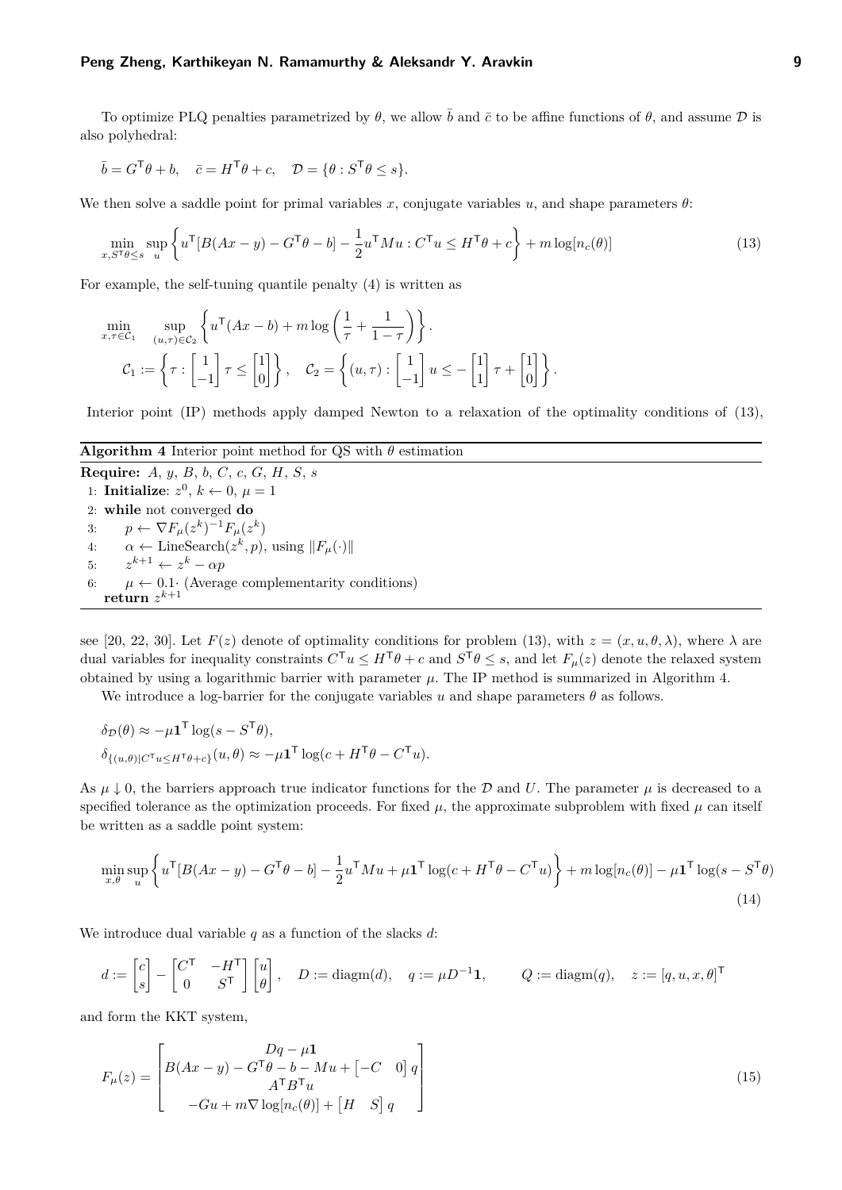To optimize PLQ penalties parametrized by $\theta$, we allow $\bar{b}$ and $\bar{c}$ to be affine functions of $\theta$, and assume $\mathcal{D}$ is also polyhedral:

$$\bar{b} = G^\mathsf{T}\theta + b, \quad \bar{c} = H^\mathsf{T}\theta + c, \quad \mathcal{D} = \{\theta : S^\mathsf{T}\theta \leq s\}.$$

We then solve a saddle point for primal variables $x$, conjugate variables $u$, and shape parameters $\theta$:

$$\min_{x, S^\mathsf{T}\theta \leq s} \sup_u \left\{ u^\mathsf{T}[B(Ax - y) - G^\mathsf{T}\theta - b] - \frac{1}{2}u^\mathsf{T}Mu : C^\mathsf{T}u \leq H^\mathsf{T}\theta + c \right\} + m\log[n_c(\theta)] \tag{13}$$

For example, the self-tuning quantile penalty (4) is written as

$$\min_{x, \tau \in \mathcal{C}_1} \sup_{(u,\tau)\in\mathcal{C}_2} \left\{ u^\mathsf{T}(Ax - b) + m\log\left(\frac{1}{\tau} + \frac{1}{1-\tau}\right) \right\}.$$

$$\mathcal{C}_1 := \left\{ \tau : \begin{bmatrix} 1 \\ -1 \end{bmatrix} \tau \leq \begin{bmatrix} 1 \\ 0 \end{bmatrix} \right\}, \quad \mathcal{C}_2 = \left\{ (u, \tau) : \begin{bmatrix} 1 \\ -1 \end{bmatrix} u \leq -\begin{bmatrix} 1 \\ 1 \end{bmatrix} \tau + \begin{bmatrix} 1 \\ 0 \end{bmatrix} \right\}.$$

Interior point (IP) methods apply damped Newton to a relaxation of the optimality conditions of (13),

**Algorithm 4** Interior point method for QS with $\theta$ estimation

**Require:** $A$, $y$, $B$, $b$, $C$, $c$, $G$, $H$, $S$, $s$

1: **Initialize**: $z^0$, $k \leftarrow 0$, $\mu = 1$
2: **while** not converged **do**
3: $\quad p \leftarrow \nabla F_\mu(z^k)^{-1}F_\mu(z^k)$
4: $\quad \alpha \leftarrow$ LineSearch$(z^k, p)$, using $\|F_\mu(\cdot)\|$
5: $\quad z^{k+1} \leftarrow z^k - \alpha p$
6: $\quad \mu \leftarrow 0.1\cdot$ (Average complementarity conditions)
**return** $z^{k+1}$

see [20, 22, 30]. Let $F(z)$ denote of optimality conditions for problem (13), with $z = (x, u, \theta, \lambda)$, where $\lambda$ are dual variables for inequality constraints $C^\mathsf{T}u \leq H^\mathsf{T}\theta + c$ and $S^\mathsf{T}\theta \leq s$, and let $F_\mu(z)$ denote the relaxed system obtained by using a logarithmic barrier with parameter $\mu$. The IP method is summarized in Algorithm 4.

We introduce a log-barrier for the conjugate variables $u$ and shape parameters $\theta$ as follows.

$$\delta_\mathcal{D}(\theta) \approx -\mu\mathbf{1}^\mathsf{T}\log(s - S^\mathsf{T}\theta),$$
$$\delta_{\{(u,\theta)|C^\mathsf{T}u \leq H^\mathsf{T}\theta + c\}}(u, \theta) \approx -\mu\mathbf{1}^\mathsf{T}\log(c + H^\mathsf{T}\theta - C^\mathsf{T}u).$$

As $\mu \downarrow 0$, the barriers approach true indicator functions for the $\mathcal{D}$ and $U$. The parameter $\mu$ is decreased to a specified tolerance as the optimization proceeds. For fixed $\mu$, the approximate subproblem with fixed $\mu$ can itself be written as a saddle point system:

$$\min_{x,\theta} \sup_u \left\{ u^\mathsf{T}[B(Ax - y) - G^\mathsf{T}\theta - b] - \frac{1}{2}u^\mathsf{T}Mu + \mu\mathbf{1}^\mathsf{T}\log(c + H^\mathsf{T}\theta - C^\mathsf{T}u) \right\} + m\log[n_c(\theta)] - \mu\mathbf{1}^\mathsf{T}\log(s - S^\mathsf{T}\theta) \tag{14}$$

We introduce dual variable $q$ as a function of the slacks $d$:

$$d := \begin{bmatrix} c \\ s \end{bmatrix} - \begin{bmatrix} C^\mathsf{T} & -H^\mathsf{T} \\ 0 & S^\mathsf{T} \end{bmatrix} \begin{bmatrix} u \\ \theta \end{bmatrix}, \quad D := \text{diagm}(d), \quad q := \mu D^{-1}\mathbf{1}, \qquad Q := \text{diagm}(q), \quad z := [q, u, x, \theta]^\mathsf{T}$$

and form the KKT system,

$$F_\mu(z) = \begin{bmatrix} Dq - \mu\mathbf{1} \\ B(Ax - y) - G^\mathsf{T}\theta - b - Mu + \begin{bmatrix} -C & 0 \end{bmatrix} q \\ A^\mathsf{T}B^\mathsf{T}u \\ -Gu + m\nabla\log[n_c(\theta)] + \begin{bmatrix} H & S \end{bmatrix} q \end{bmatrix} \tag{15}$$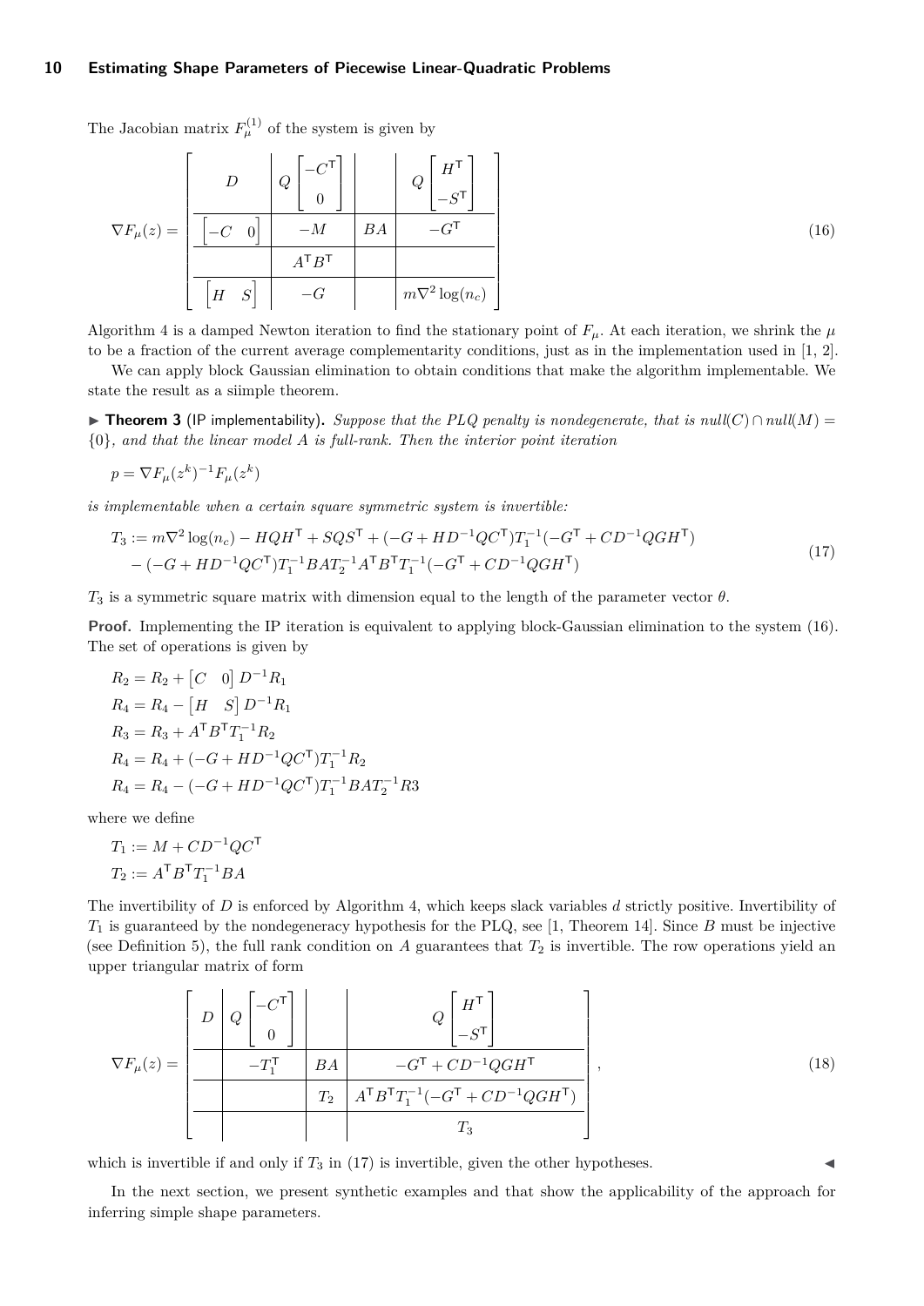The Jacobian matrix $F_\mu^{(1)}$ of the system is given by

$$
\nabla F_\mu(z) = \left[\begin{array}{c|c|c|c}
D & Q\begin{bmatrix}-C^\mathsf{T}\\ 0\end{bmatrix} & & Q\begin{bmatrix}H^\mathsf{T}\\ -S^\mathsf{T}\end{bmatrix} \\ \hline
\begin{bmatrix}-C & 0\end{bmatrix} & -M & BA & -G^\mathsf{T} \\ \hline
 & A^\mathsf{T}B^\mathsf{T} & & \\ \hline
\begin{bmatrix}H & S\end{bmatrix} & -G & & m\nabla^2\log(n_c)
\end{array}\right] \tag{16}
$$

Algorithm 4 is a damped Newton iteration to find the stationary point of $F_\mu$. At each iteration, we shrink the $\mu$ to be a fraction of the current average complementarity conditions, just as in the implementation used in [1, 2].

We can apply block Gaussian elimination to obtain conditions that make the algorithm implementable. We state the result as a siimple theorem.

▶ **Theorem 3** (IP implementability). *Suppose that the PLQ penalty is nondegenerate, that is null$(C) \cap$ null$(M) = \{0\}$, and that the linear model $A$ is full-rank. Then the interior point iteration*

$$p = \nabla F_\mu(z^k)^{-1}F_\mu(z^k)$$

*is implementable when a certain square symmetric system is invertible:*

$$
\begin{aligned}
T_3 &:= m\nabla^2\log(n_c) - HQH^\mathsf{T} + SQS^\mathsf{T} + (-G + HD^{-1}QC^\mathsf{T})T_1^{-1}(-G^\mathsf{T} + CD^{-1}QGH^\mathsf{T}) \\
&\quad - (-G + HD^{-1}QC^\mathsf{T})T_1^{-1}BAT_2^{-1}A^\mathsf{T}B^\mathsf{T}T_1^{-1}(-G^\mathsf{T} + CD^{-1}QGH^\mathsf{T})
\end{aligned} \tag{17}
$$

$T_3$ is a symmetric square matrix with dimension equal to the length of the parameter vector $\theta$.

**Proof.** Implementing the IP iteration is equivalent to applying block-Gaussian elimination to the system (16). The set of operations is given by

$$
\begin{aligned}
R_2 &= R_2 + \begin{bmatrix}C & 0\end{bmatrix} D^{-1}R_1 \\
R_4 &= R_4 - \begin{bmatrix}H & S\end{bmatrix} D^{-1}R_1 \\
R_3 &= R_3 + A^\mathsf{T}B^\mathsf{T}T_1^{-1}R_2 \\
R_4 &= R_4 + (-G + HD^{-1}QC^\mathsf{T})T_1^{-1}R_2 \\
R_4 &= R_4 - (-G + HD^{-1}QC^\mathsf{T})T_1^{-1}BAT_2^{-1}R3
\end{aligned}
$$

where we define

$$
\begin{aligned}
T_1 &:= M + CD^{-1}QC^\mathsf{T} \\
T_2 &:= A^\mathsf{T}B^\mathsf{T}T_1^{-1}BA
\end{aligned}
$$

The invertibility of $D$ is enforced by Algorithm 4, which keeps slack variables $d$ strictly positive. Invertibility of $T_1$ is guaranteed by the nondegeneracy hypothesis for the PLQ, see [1, Theorem 14]. Since $B$ must be injective (see Definition 5), the full rank condition on $A$ guarantees that $T_2$ is invertible. The row operations yield an upper triangular matrix of form

$$
\nabla F_\mu(z) = \left[\begin{array}{c|c|c|c}
D & Q\begin{bmatrix}-C^\mathsf{T}\\ 0\end{bmatrix} & & Q\begin{bmatrix}H^\mathsf{T}\\ -S^\mathsf{T}\end{bmatrix} \\ \hline
 & -T_1^\mathsf{T} & BA & -G^\mathsf{T} + CD^{-1}QGH^\mathsf{T} \\ \hline
 & & T_2 & A^\mathsf{T}B^\mathsf{T}T_1^{-1}(-G^\mathsf{T} + CD^{-1}QGH^\mathsf{T}) \\ \hline
 & & & T_3
\end{array}\right], \tag{18}
$$

which is invertible if and only if $T_3$ in (17) is invertible, given the other hypotheses. ◀

In the next section, we present synthetic examples and that show the applicability of the approach for inferring simple shape parameters.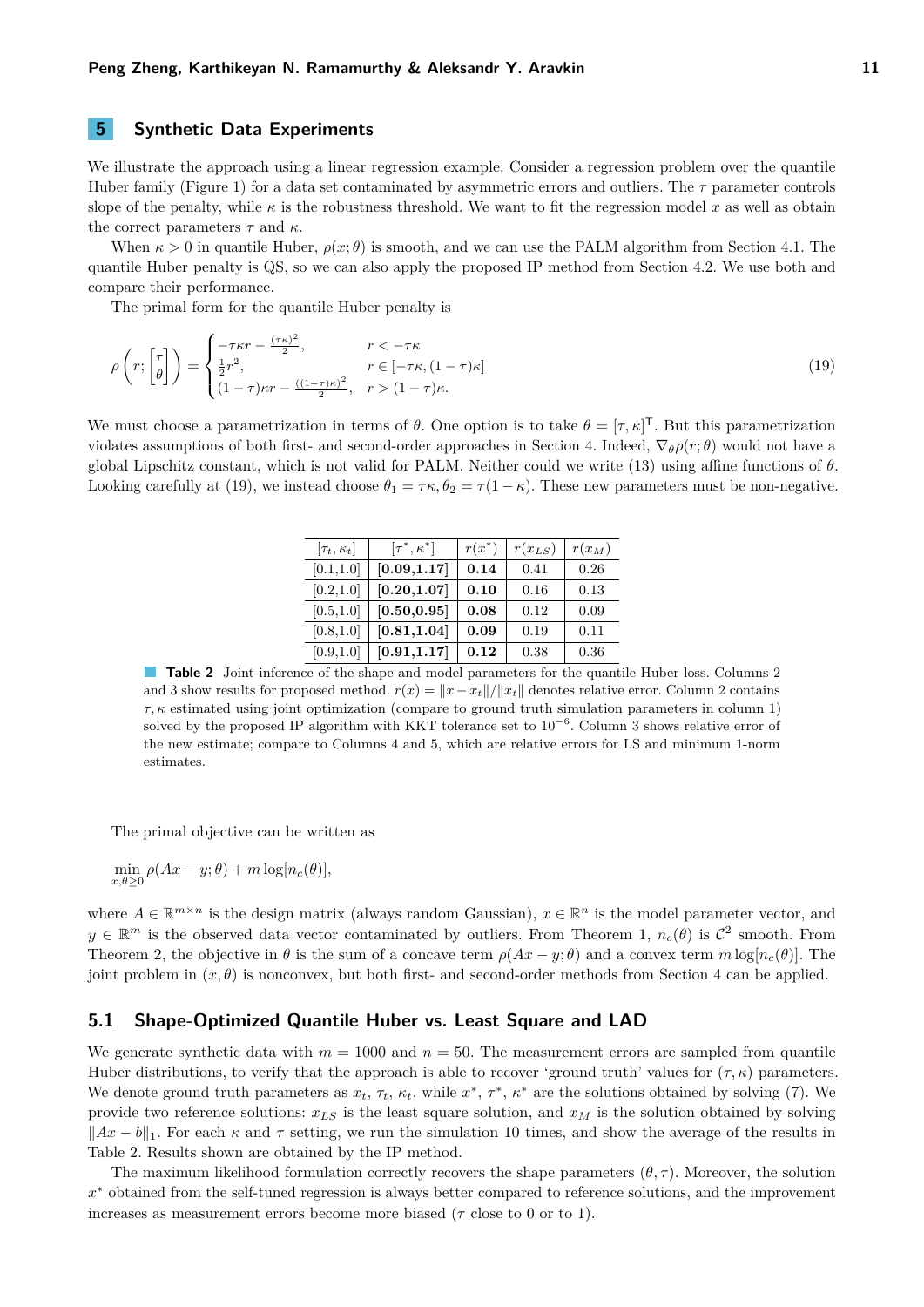## 5 Synthetic Data Experiments

We illustrate the approach using a linear regression example. Consider a regression problem over the quantile Huber family (Figure 1) for a data set contaminated by asymmetric errors and outliers. The $\tau$ parameter controls slope of the penalty, while $\kappa$ is the robustness threshold. We want to fit the regression model $x$ as well as obtain the correct parameters $\tau$ and $\kappa$.

When $\kappa > 0$ in quantile Huber, $\rho(x; \theta)$ is smooth, and we can use the PALM algorithm from Section 4.1. The quantile Huber penalty is QS, so we can also apply the proposed IP method from Section 4.2. We use both and compare their performance.

The primal form for the quantile Huber penalty is

$$
\rho\left(r; \begin{bmatrix}\tau \\ \theta\end{bmatrix}\right) = \begin{cases} -\tau\kappa r - \frac{(\tau\kappa)^2}{2}, & r < -\tau\kappa \\ \frac{1}{2}r^2, & r \in [-\tau\kappa, (1-\tau)\kappa] \\ (1-\tau)\kappa r - \frac{((1-\tau)\kappa)^2}{2}, & r > (1-\tau)\kappa. \end{cases} \tag{19}
$$

We must choose a parametrization in terms of $\theta$. One option is to take $\theta = [\tau, \kappa]^{\mathsf{T}}$. But this parametrization violates assumptions of both first- and second-order approaches in Section 4. Indeed, $\nabla_\theta \rho(r; \theta)$ would not have a global Lipschitz constant, which is not valid for PALM. Neither could we write (13) using affine functions of $\theta$. Looking carefully at (19), we instead choose $\theta_1 = \tau\kappa, \theta_2 = \tau(1-\kappa)$. These new parameters must be non-negative.

| $[\tau_t, \kappa_t]$ | $[\tau^*, \kappa^*]$ | $r(x^*)$ | $r(x_{LS})$ | $r(x_M)$ |
|---|---|---|---|---|
| [0.1,1.0] | **[0.09,1.17]** | **0.14** | 0.41 | 0.26 |
| [0.2,1.0] | **[0.20,1.07]** | **0.10** | 0.16 | 0.13 |
| [0.5,1.0] | **[0.50,0.95]** | **0.08** | 0.12 | 0.09 |
| [0.8,1.0] | **[0.81,1.04]** | **0.09** | 0.19 | 0.11 |
| [0.9,1.0] | **[0.91,1.17]** | **0.12** | 0.38 | 0.36 |

**Table 2** Joint inference of the shape and model parameters for the quantile Huber loss. Columns 2 and 3 show results for proposed method. $r(x) = \|x - x_t\|/\|x_t\|$ denotes relative error. Column 2 contains $\tau, \kappa$ estimated using joint optimization (compare to ground truth simulation parameters in column 1) solved by the proposed IP algorithm with KKT tolerance set to $10^{-6}$. Column 3 shows relative error of the new estimate; compare to Columns 4 and 5, which are relative errors for LS and minimum 1-norm estimates.

The primal objective can be written as

$$
\min_{x, \theta \geq 0} \rho(Ax - y; \theta) + m \log[n_c(\theta)],
$$

where $A \in \mathbb{R}^{m \times n}$ is the design matrix (always random Gaussian), $x \in \mathbb{R}^n$ is the model parameter vector, and $y \in \mathbb{R}^m$ is the observed data vector contaminated by outliers. From Theorem 1, $n_c(\theta)$ is $\mathcal{C}^2$ smooth. From Theorem 2, the objective in $\theta$ is the sum of a concave term $\rho(Ax - y; \theta)$ and a convex term $m \log[n_c(\theta)]$. The joint problem in $(x, \theta)$ is nonconvex, but both first- and second-order methods from Section 4 can be applied.

### 5.1 Shape-Optimized Quantile Huber vs. Least Square and LAD

We generate synthetic data with $m = 1000$ and $n = 50$. The measurement errors are sampled from quantile Huber distributions, to verify that the approach is able to recover 'ground truth' values for $(\tau, \kappa)$ parameters. We denote ground truth parameters as $x_t$, $\tau_t$, $\kappa_t$, while $x^*$, $\tau^*$, $\kappa^*$ are the solutions obtained by solving (7). We provide two reference solutions: $x_{LS}$ is the least square solution, and $x_M$ is the solution obtained by solving $\|Ax - b\|_1$. For each $\kappa$ and $\tau$ setting, we run the simulation 10 times, and show the average of the results in Table 2. Results shown are obtained by the IP method.

The maximum likelihood formulation correctly recovers the shape parameters $(\theta, \tau)$. Moreover, the solution $x^*$ obtained from the self-tuned regression is always better compared to reference solutions, and the improvement increases as measurement errors become more biased ($\tau$ close to 0 or to 1).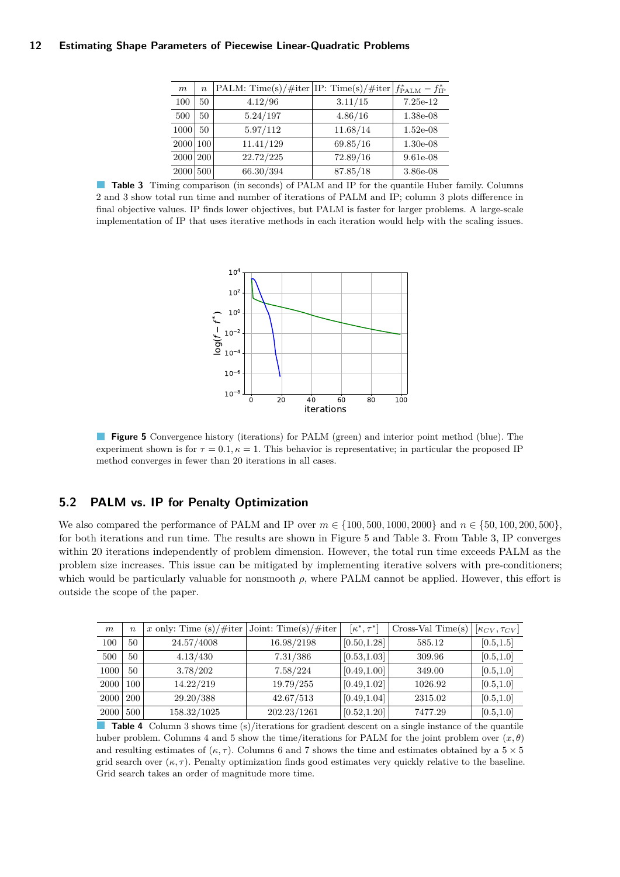| $m$ | $n$ | PALM: Time(s)/#iter | IP: Time(s)/#iter | $f^*_{\text{PALM}} - f^*_{\text{IP}}$ |
|---|---|---|---|---|
| 100 | 50 | 4.12/96 | 3.11/15 | 7.25e-12 |
| 500 | 50 | 5.24/197 | 4.86/16 | 1.38e-08 |
| 1000 | 50 | 5.97/112 | 11.68/14 | 1.52e-08 |
| 2000 | 100 | 11.41/129 | 69.85/16 | 1.30e-08 |
| 2000 | 200 | 22.72/225 | 72.89/16 | 9.61e-08 |
| 2000 | 500 | 66.30/394 | 87.85/18 | 3.86e-08 |

**Table 3** Timing comparison (in seconds) of PALM and IP for the quantile Huber family. Columns 2 and 3 show total run time and number of iterations of PALM and IP; column 3 plots difference in final objective values. IP finds lower objectives, but PALM is faster for larger problems. A large-scale implementation of IP that uses iterative methods in each iteration would help with the scaling issues.

**Figure 5** Convergence history (iterations) for PALM (green) and interior point method (blue). The experiment shown is for $\tau = 0.1, \kappa = 1$. This behavior is representative; in particular the proposed IP method converges in fewer than 20 iterations in all cases.

## 5.2 PALM vs. IP for Penalty Optimization

We also compared the performance of PALM and IP over $m \in \{100, 500, 1000, 2000\}$ and $n \in \{50, 100, 200, 500\}$, for both iterations and run time. The results are shown in Figure 5 and Table 3. From Table 3, IP converges within 20 iterations independently of problem dimension. However, the total run time exceeds PALM as the problem size increases. This issue can be mitigated by implementing iterative solvers with pre-conditioners; which would be particularly valuable for nonsmooth $\rho$, where PALM cannot be applied. However, this effort is outside the scope of the paper.

| $m$ | $n$ | $x$ only: Time (s)/#iter | Joint: Time(s)/#iter | $[\kappa^*, \tau^*]$ | Cross-Val Time(s) | $[\kappa_{CV}, \tau_{CV}]$ |
|---|---|---|---|---|---|---|
| 100 | 50 | 24.57/4008 | 16.98/2198 | [0.50,1.28] | 585.12 | [0.5,1.5] |
| 500 | 50 | 4.13/430 | 7.31/386 | [0.53,1.03] | 309.96 | [0.5,1.0] |
| 1000 | 50 | 3.78/202 | 7.58/224 | [0.49,1.00] | 349.00 | [0.5,1.0] |
| 2000 | 100 | 14.22/219 | 19.79/255 | [0.49,1.02] | 1026.92 | [0.5,1.0] |
| 2000 | 200 | 29.20/388 | 42.67/513 | [0.49,1.04] | 2315.02 | [0.5,1.0] |
| 2000 | 500 | 158.32/1025 | 202.23/1261 | [0.52,1.20] | 7477.29 | [0.5,1.0] |

**Table 4** Column 3 shows time (s)/iterations for gradient descent on a single instance of the quantile huber problem. Columns 4 and 5 show the time/iterations for PALM for the joint problem over $(x, \theta)$ and resulting estimates of $(\kappa, \tau)$. Columns 6 and 7 shows the time and estimates obtained by a $5 \times 5$ grid search over $(\kappa, \tau)$. Penalty optimization finds good estimates very quickly relative to the baseline. Grid search takes an order of magnitude more time.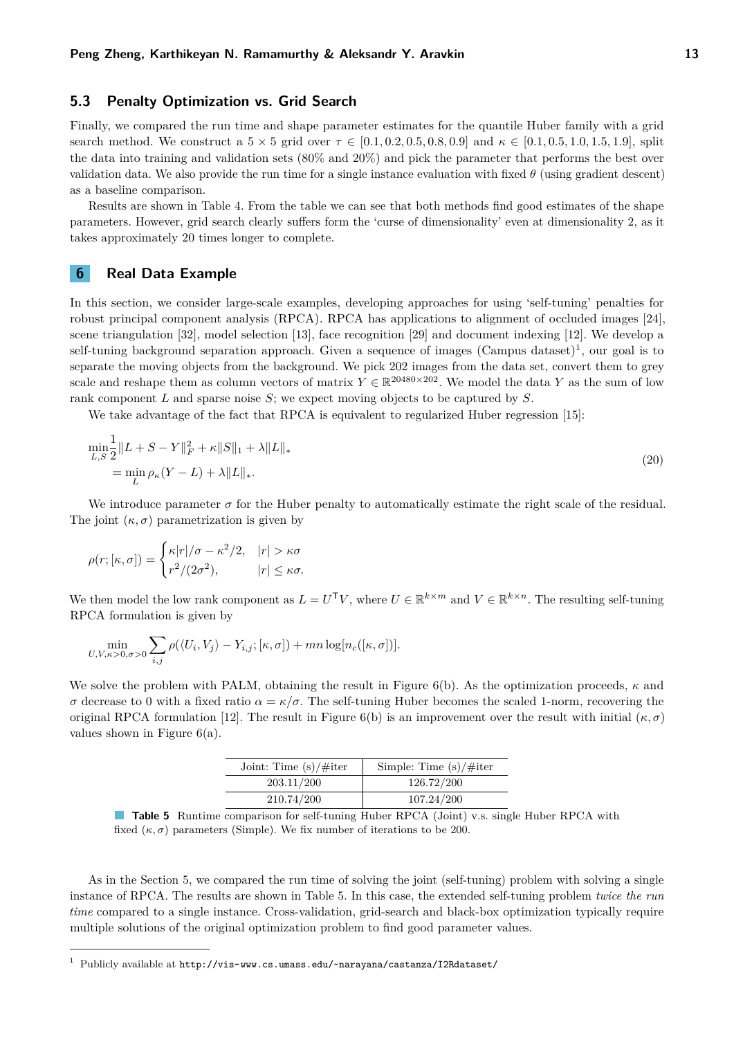### 5.3 Penalty Optimization vs. Grid Search

Finally, we compared the run time and shape parameter estimates for the quantile Huber family with a grid search method. We construct a $5 \times 5$ grid over $\tau \in [0.1, 0.2, 0.5, 0.8, 0.9]$ and $\kappa \in [0.1, 0.5, 1.0, 1.5, 1.9]$, split the data into training and validation sets (80% and 20%) and pick the parameter that performs the best over validation data. We also provide the run time for a single instance evaluation with fixed $\theta$ (using gradient descent) as a baseline comparison.

Results are shown in Table 4. From the table we can see that both methods find good estimates of the shape parameters. However, grid search clearly suffers form the 'curse of dimensionality' even at dimensionality 2, as it takes approximately 20 times longer to complete.

## 6 Real Data Example

In this section, we consider large-scale examples, developing approaches for using 'self-tuning' penalties for robust principal component analysis (RPCA). RPCA has applications to alignment of occluded images [24], scene triangulation [32], model selection [13], face recognition [29] and document indexing [12]. We develop a self-tuning background separation approach. Given a sequence of images (Campus dataset)[1], our goal is to separate the moving objects from the background. We pick 202 images from the data set, convert them to grey scale and reshape them as column vectors of matrix $Y \in \mathbb{R}^{20480 \times 202}$. We model the data $Y$ as the sum of low rank component $L$ and sparse noise $S$; we expect moving objects to be captured by $S$.

We take advantage of the fact that RPCA is equivalent to regularized Huber regression [15]:

$$
\begin{aligned}
&\min_{L,S} \frac{1}{2}\|L + S - Y\|_F^2 + \kappa\|S\|_1 + \lambda\|L\|_* \\
&= \min_{L} \rho_\kappa(Y - L) + \lambda\|L\|_*.
\end{aligned}
\tag{20}
$$

We introduce parameter $\sigma$ for the Huber penalty to automatically estimate the right scale of the residual. The joint $(\kappa, \sigma)$ parametrization is given by

$$
\rho(r; [\kappa, \sigma]) = \begin{cases} \kappa|r|/\sigma - \kappa^2/2, & |r| > \kappa\sigma \\ r^2/(2\sigma^2), & |r| \le \kappa\sigma. \end{cases}
$$

We then model the low rank component as $L = U^\mathsf{T} V$, where $U \in \mathbb{R}^{k \times m}$ and $V \in \mathbb{R}^{k \times n}$. The resulting self-tuning RPCA formulation is given by

$$
\min_{U,V,\kappa>0,\sigma>0} \sum_{i,j} \rho(\langle U_i, V_j \rangle - Y_{i,j}; [\kappa, \sigma]) + mn \log[n_c([\kappa, \sigma])].
$$

We solve the problem with PALM, obtaining the result in Figure 6(b). As the optimization proceeds, $\kappa$ and $\sigma$ decrease to 0 with a fixed ratio $\alpha = \kappa/\sigma$. The self-tuning Huber becomes the scaled 1-norm, recovering the original RPCA formulation [12]. The result in Figure 6(b) is an improvement over the result with initial $(\kappa, \sigma)$ values shown in Figure 6(a).

| Joint: Time (s)/#iter | Simple: Time (s)/#iter |
|---|---|
| 203.11/200 | 126.72/200 |
| 210.74/200 | 107.24/200 |

**Table 5** Runtime comparison for self-tuning Huber RPCA (Joint) v.s. single Huber RPCA with fixed $(\kappa, \sigma)$ parameters (Simple). We fix number of iterations to be 200.

As in the Section 5, we compared the run time of solving the joint (self-tuning) problem with solving a single instance of RPCA. The results are shown in Table 5. In this case, the extended self-tuning problem *twice the run time* compared to a single instance. Cross-validation, grid-search and black-box optimization typically require multiple solutions of the original optimization problem to find good parameter values.

[1] Publicly available at `http://vis-www.cs.umass.edu/~narayana/castanza/I2Rdataset/`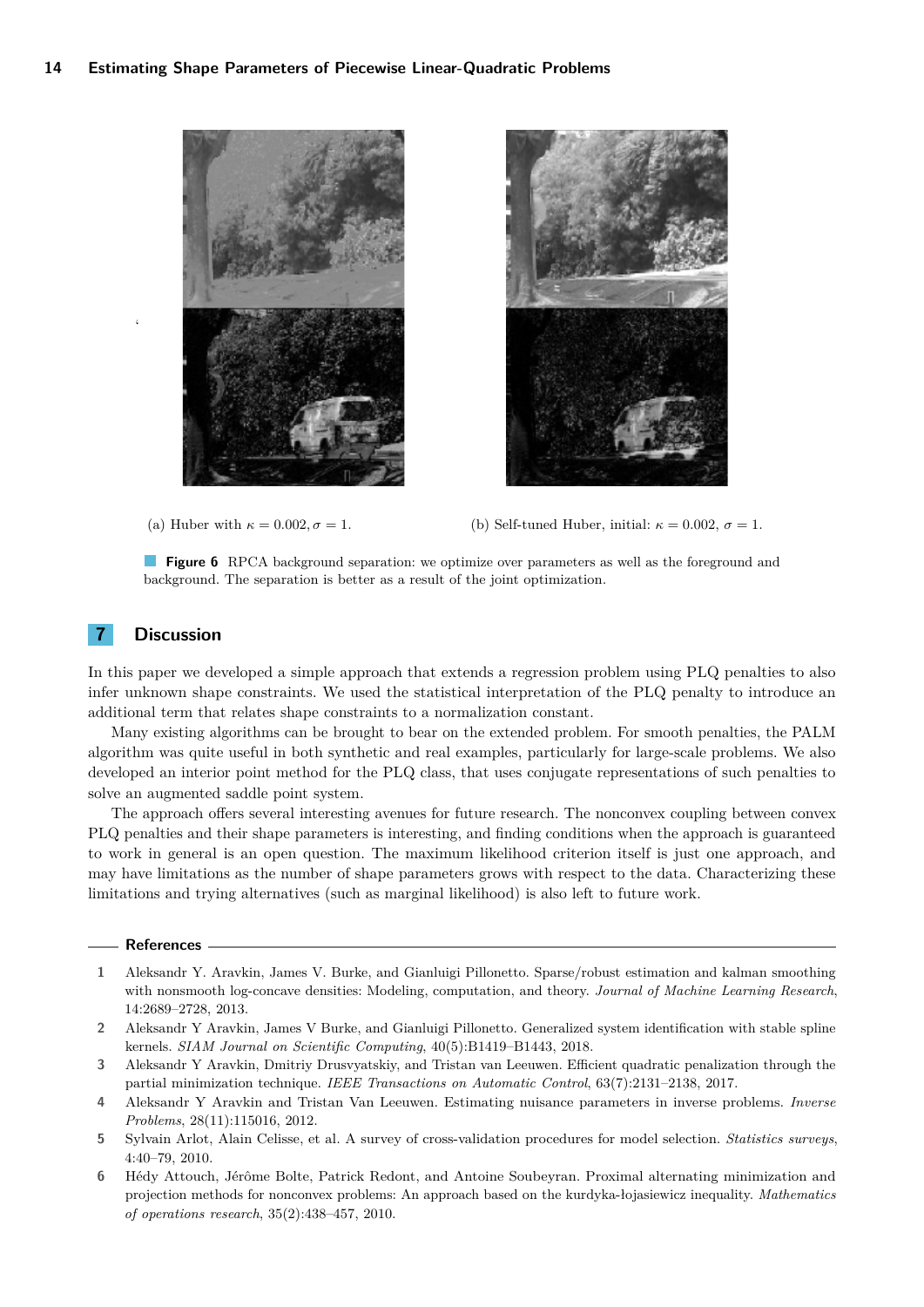(a) Huber with $\kappa = 0.002, \sigma = 1$.

(b) Self-tuned Huber, initial: $\kappa = 0.002$, $\sigma = 1$.

**Figure 6** RPCA background separation: we optimize over parameters as well as the foreground and background. The separation is better as a result of the joint optimization.

## 7 Discussion

In this paper we developed a simple approach that extends a regression problem using PLQ penalties to also infer unknown shape constraints. We used the statistical interpretation of the PLQ penalty to introduce an additional term that relates shape constraints to a normalization constant.

Many existing algorithms can be brought to bear on the extended problem. For smooth penalties, the PALM algorithm was quite useful in both synthetic and real examples, particularly for large-scale problems. We also developed an interior point method for the PLQ class, that uses conjugate representations of such penalties to solve an augmented saddle point system.

The approach offers several interesting avenues for future research. The nonconvex coupling between convex PLQ penalties and their shape parameters is interesting, and finding conditions when the approach is guaranteed to work in general is an open question. The maximum likelihood criterion itself is just one approach, and may have limitations as the number of shape parameters grows with respect to the data. Characterizing these limitations and trying alternatives (such as marginal likelihood) is also left to future work.

## References

1. Aleksandr Y. Aravkin, James V. Burke, and Gianluigi Pillonetto. Sparse/robust estimation and kalman smoothing with nonsmooth log-concave densities: Modeling, computation, and theory. *Journal of Machine Learning Research*, 14:2689–2728, 2013.
2. Aleksandr Y Aravkin, James V Burke, and Gianluigi Pillonetto. Generalized system identification with stable spline kernels. *SIAM Journal on Scientific Computing*, 40(5):B1419–B1443, 2018.
3. Aleksandr Y Aravkin, Dmitriy Drusvyatskiy, and Tristan van Leeuwen. Efficient quadratic penalization through the partial minimization technique. *IEEE Transactions on Automatic Control*, 63(7):2131–2138, 2017.
4. Aleksandr Y Aravkin and Tristan Van Leeuwen. Estimating nuisance parameters in inverse problems. *Inverse Problems*, 28(11):115016, 2012.
5. Sylvain Arlot, Alain Celisse, et al. A survey of cross-validation procedures for model selection. *Statistics surveys*, 4:40–79, 2010.
6. Hédy Attouch, Jérôme Bolte, Patrick Redont, and Antoine Soubeyran. Proximal alternating minimization and projection methods for nonconvex problems: An approach based on the kurdyka-łojasiewicz inequality. *Mathematics of operations research*, 35(2):438–457, 2010.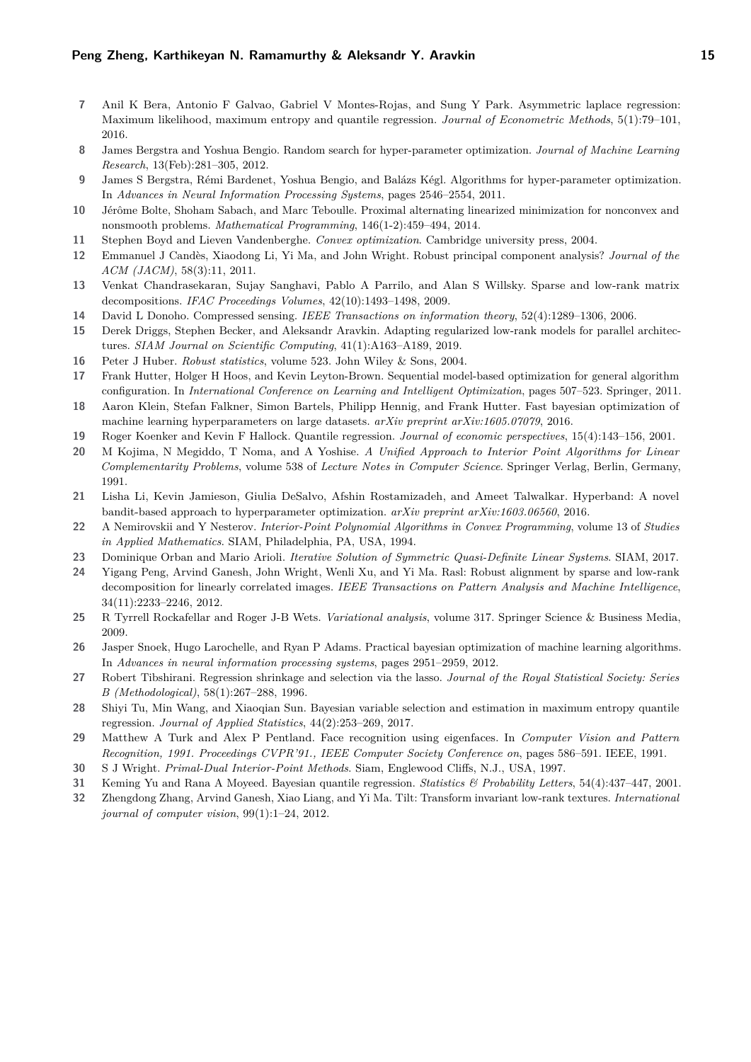7 Anil K Bera, Antonio F Galvao, Gabriel V Montes-Rojas, and Sung Y Park. Asymmetric laplace regression: Maximum likelihood, maximum entropy and quantile regression. *Journal of Econometric Methods*, 5(1):79–101, 2016.

8 James Bergstra and Yoshua Bengio. Random search for hyper-parameter optimization. *Journal of Machine Learning Research*, 13(Feb):281–305, 2012.

9 James S Bergstra, Rémi Bardenet, Yoshua Bengio, and Balázs Kégl. Algorithms for hyper-parameter optimization. In *Advances in Neural Information Processing Systems*, pages 2546–2554, 2011.

10 Jérôme Bolte, Shoham Sabach, and Marc Teboulle. Proximal alternating linearized minimization for nonconvex and nonsmooth problems. *Mathematical Programming*, 146(1-2):459–494, 2014.

11 Stephen Boyd and Lieven Vandenberghe. *Convex optimization*. Cambridge university press, 2004.

12 Emmanuel J Candès, Xiaodong Li, Yi Ma, and John Wright. Robust principal component analysis? *Journal of the ACM (JACM)*, 58(3):11, 2011.

13 Venkat Chandrasekaran, Sujay Sanghavi, Pablo A Parrilo, and Alan S Willsky. Sparse and low-rank matrix decompositions. *IFAC Proceedings Volumes*, 42(10):1493–1498, 2009.

14 David L Donoho. Compressed sensing. *IEEE Transactions on information theory*, 52(4):1289–1306, 2006.

15 Derek Driggs, Stephen Becker, and Aleksandr Aravkin. Adapting regularized low-rank models for parallel architectures. *SIAM Journal on Scientific Computing*, 41(1):A163–A189, 2019.

16 Peter J Huber. *Robust statistics*, volume 523. John Wiley & Sons, 2004.

17 Frank Hutter, Holger H Hoos, and Kevin Leyton-Brown. Sequential model-based optimization for general algorithm configuration. In *International Conference on Learning and Intelligent Optimization*, pages 507–523. Springer, 2011.

18 Aaron Klein, Stefan Falkner, Simon Bartels, Philipp Hennig, and Frank Hutter. Fast bayesian optimization of machine learning hyperparameters on large datasets. *arXiv preprint arXiv:1605.07079*, 2016.

19 Roger Koenker and Kevin F Hallock. Quantile regression. *Journal of economic perspectives*, 15(4):143–156, 2001.

20 M Kojima, N Megiddo, T Noma, and A Yoshise. *A Unified Approach to Interior Point Algorithms for Linear Complementarity Problems*, volume 538 of *Lecture Notes in Computer Science*. Springer Verlag, Berlin, Germany, 1991.

21 Lisha Li, Kevin Jamieson, Giulia DeSalvo, Afshin Rostamizadeh, and Ameet Talwalkar. Hyperband: A novel bandit-based approach to hyperparameter optimization. *arXiv preprint arXiv:1603.06560*, 2016.

22 A Nemirovskii and Y Nesterov. *Interior-Point Polynomial Algorithms in Convex Programming*, volume 13 of *Studies in Applied Mathematics*. SIAM, Philadelphia, PA, USA, 1994.

23 Dominique Orban and Mario Arioli. *Iterative Solution of Symmetric Quasi-Definite Linear Systems*. SIAM, 2017.

24 Yigang Peng, Arvind Ganesh, John Wright, Wenli Xu, and Yi Ma. Rasl: Robust alignment by sparse and low-rank decomposition for linearly correlated images. *IEEE Transactions on Pattern Analysis and Machine Intelligence*, 34(11):2233–2246, 2012.

25 R Tyrrell Rockafellar and Roger J-B Wets. *Variational analysis*, volume 317. Springer Science & Business Media, 2009.

26 Jasper Snoek, Hugo Larochelle, and Ryan P Adams. Practical bayesian optimization of machine learning algorithms. In *Advances in neural information processing systems*, pages 2951–2959, 2012.

27 Robert Tibshirani. Regression shrinkage and selection via the lasso. *Journal of the Royal Statistical Society: Series B (Methodological)*, 58(1):267–288, 1996.

28 Shiyi Tu, Min Wang, and Xiaoqian Sun. Bayesian variable selection and estimation in maximum entropy quantile regression. *Journal of Applied Statistics*, 44(2):253–269, 2017.

29 Matthew A Turk and Alex P Pentland. Face recognition using eigenfaces. In *Computer Vision and Pattern Recognition, 1991. Proceedings CVPR'91., IEEE Computer Society Conference on*, pages 586–591. IEEE, 1991.

30 S J Wright. *Primal-Dual Interior-Point Methods*. Siam, Englewood Cliffs, N.J., USA, 1997.

31 Keming Yu and Rana A Moyeed. Bayesian quantile regression. *Statistics & Probability Letters*, 54(4):437–447, 2001.

32 Zhengdong Zhang, Arvind Ganesh, Xiao Liang, and Yi Ma. Tilt: Transform invariant low-rank textures. *International journal of computer vision*, 99(1):1–24, 2012.